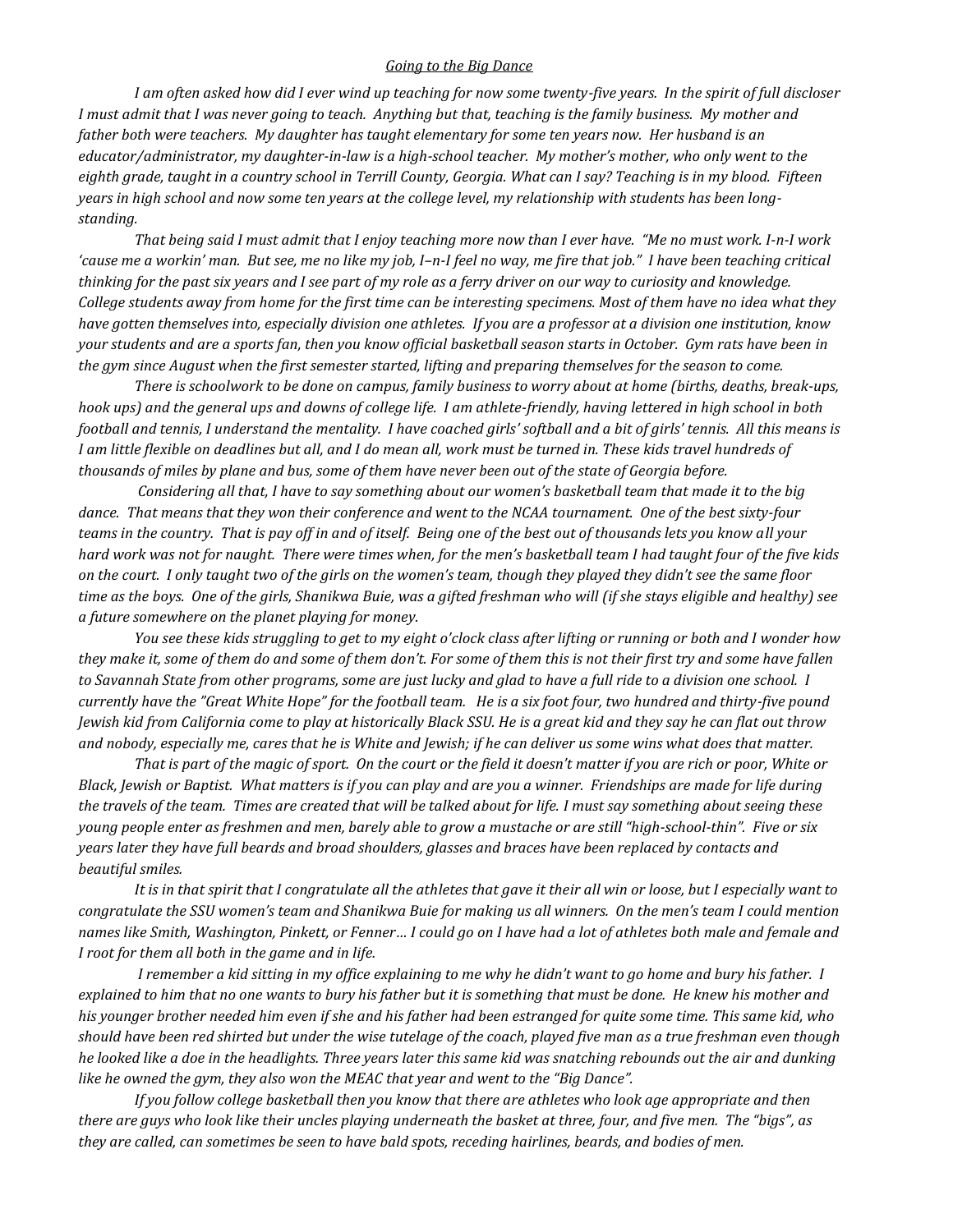# *Going to the Big Dance*

*I am often asked how did I ever wind up teaching for now some twenty-five years. In the spirit of full discloser I must admit that I was never going to teach. Anything but that, teaching is the family business. My mother and father both were teachers. My daughter has taught elementary for some ten years now. Her husband is an educator/administrator, my daughter-in-law is a high-school teacher. My mother's mother, who only went to the eighth grade, taught in a country school in Terrill County, Georgia. What can I say? Teaching is in my blood. Fifteen years in high school and now some ten years at the college level, my relationship with students has been long-standing.*

*That being said I must admit that I enjoy teaching more now than I ever have. "Me no must work. I-n-I work 'cause me a workin' man. But see, me no like my job, I–n-I feel no way, me fire that job." I have been teaching critical thinking for the past six years and I see part of my role as a ferry driver on our way to curiosity and knowledge. College students away from home for the first time can be interesting specimens. Most of them have no idea what they have gotten themselves into, especially division one athletes. If you are a professor at a division one institution, know your students and are a sports fan, then you know official basketball season starts in October. Gym rats have been in the gym since August when the first semester started, lifting and preparing themselves for the season to come.*

*There is schoolwork to be done on campus, family business to worry about at home (births, deaths, break-ups, hook ups) and the general ups and downs of college life. I am athlete-friendly, having lettered in high school in both football and tennis, I understand the mentality. I have coached girls' softball and a bit of girls' tennis. All this means is I am little flexible on deadlines but all, and I do mean all, work must be turned in. These kids travel hundreds of thousands of miles by plane and bus, some of them have never been out of the state of Georgia before.*

*Considering all that, I have to say something about our women's basketball team that made it to the big dance. That means that they won their conference and went to the NCAA tournament. One of the best sixty-four teams in the country. That is pay off in and of itself. Being one of the best out of thousands lets you know all your hard work was not for naught. There were times when, for the men's basketball team I had taught four of the five kids on the court. I only taught two of the girls on the women's team, though they played they didn't see the same floor time as the boys. One of the girls, Shanikwa Buie, was a gifted freshman who will (if she stays eligible and healthy) see a future somewhere on the planet playing for money.*

*You see these kids struggling to get to my eight o'clock class after lifting or running or both and I wonder how they make it, some of them do and some of them don't. For some of them this is not their first try and some have fallen to Savannah State from other programs, some are just lucky and glad to have a full ride to a division one school. I currently have the "Great White Hope" for the football team. He is a six foot four, two hundred and thirty-five pound Jewish kid from California come to play at historically Black SSU. He is a great kid and they say he can flat out throw and nobody, especially me, cares that he is White and Jewish; if he can deliver us some wins what does that matter.*

*That is part of the magic of sport. On the court or the field it doesn't matter if you are rich or poor, White or Black, Jewish or Baptist. What matters is if you can play and are you a winner. Friendships are made for life during the travels of the team. Times are created that will be talked about for life. I must say something about seeing these young people enter as freshmen and men, barely able to grow a mustache or are still "high-school-thin". Five or six years later they have full beards and broad shoulders, glasses and braces have been replaced by contacts and beautiful smiles.*

*It is in that spirit that I congratulate all the athletes that gave it their all win or loose, but I especially want to congratulate the SSU women's team and Shanikwa Buie for making us all winners. On the men's team I could mention names like Smith, Washington, Pinkett, or Fenner… I could go on I have had a lot of athletes both male and female and I root for them all both in the game and in life.*

*I remember a kid sitting in my office explaining to me why he didn't want to go home and bury his father. I explained to him that no one wants to bury his father but it is something that must be done. He knew his mother and his younger brother needed him even if she and his father had been estranged for quite some time. This same kid, who should have been red shirted but under the wise tutelage of the coach, played five man as a true freshman even though he looked like a doe in the headlights. Three years later this same kid was snatching rebounds out the air and dunking like he owned the gym, they also won the MEAC that year and went to the "Big Dance".*

*If you follow college basketball then you know that there are athletes who look age appropriate and then there are guys who look like their uncles playing underneath the basket at three, four, and five men. The "bigs", as they are called, can sometimes be seen to have bald spots, receding hairlines, beards, and bodies of men.*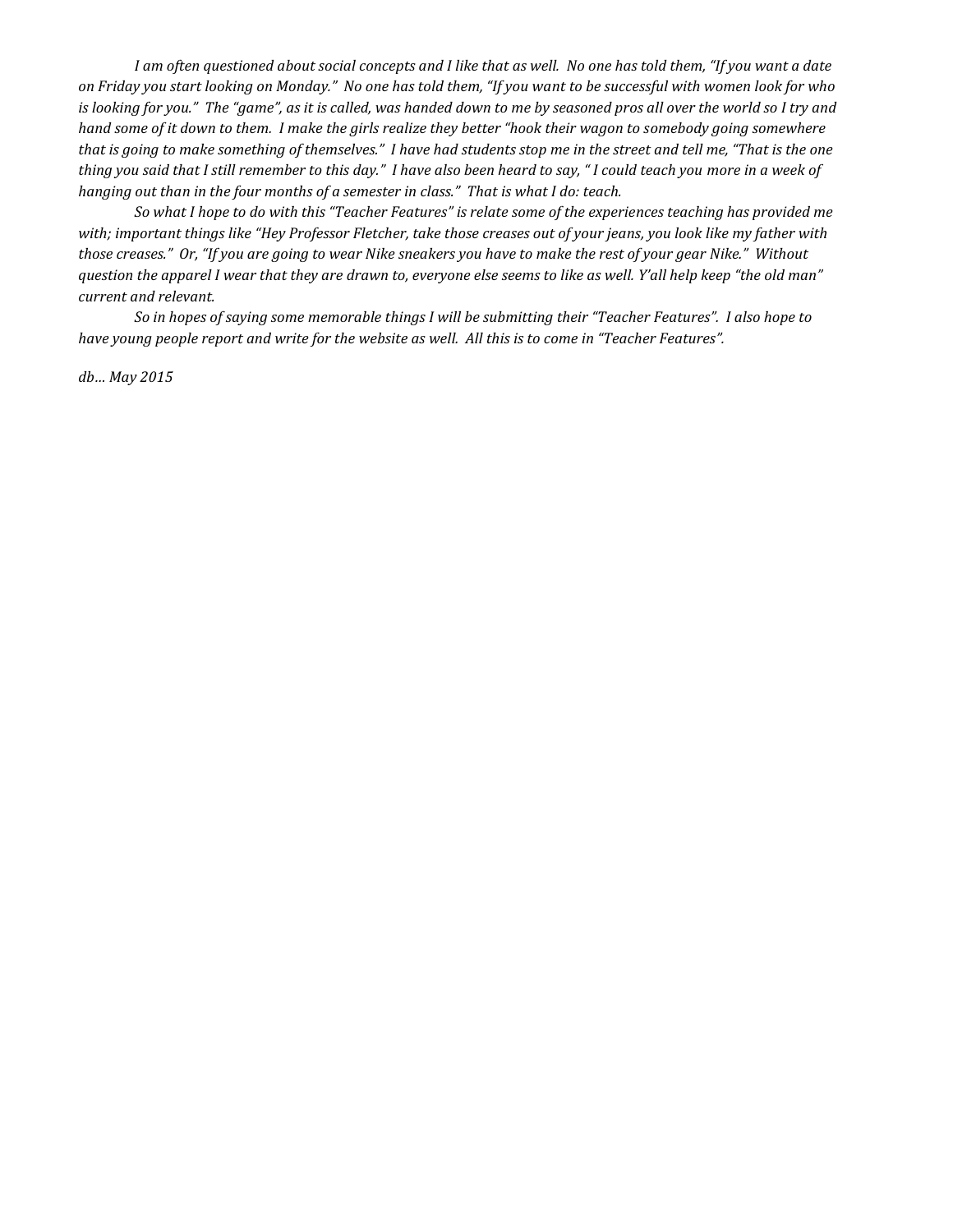*I am often questioned about social concepts and I like that as well. No one has told them, "If you want a date on Friday you start looking on Monday." No one has told them, "If you want to be successful with women look for who is looking for you." The "game", as it is called, was handed down to me by seasoned pros all over the world so I try and hand some of it down to them. I make the girls realize they better "hook their wagon to somebody going somewhere that is going to make something of themselves." I have had students stop me in the street and tell me, "That is the one thing you said that I still remember to this day." I have also been heard to say, " I could teach you more in a week of hanging out than in the four months of a semester in class." That is what I do: teach.*

*So what I hope to do with this "Teacher Features" is relate some of the experiences teaching has provided me with; important things like "Hey Professor Fletcher, take those creases out of your jeans, you look like my father with those creases." Or, "If you are going to wear Nike sneakers you have to make the rest of your gear Nike." Without question the apparel I wear that they are drawn to, everyone else seems to like as well. Y'all help keep "the old man" current and relevant.*

*So in hopes of saying some memorable things I will be submitting their "Teacher Features". I also hope to have young people report and write for the website as well. All this is to come in "Teacher Features".*

*db… May 2015*